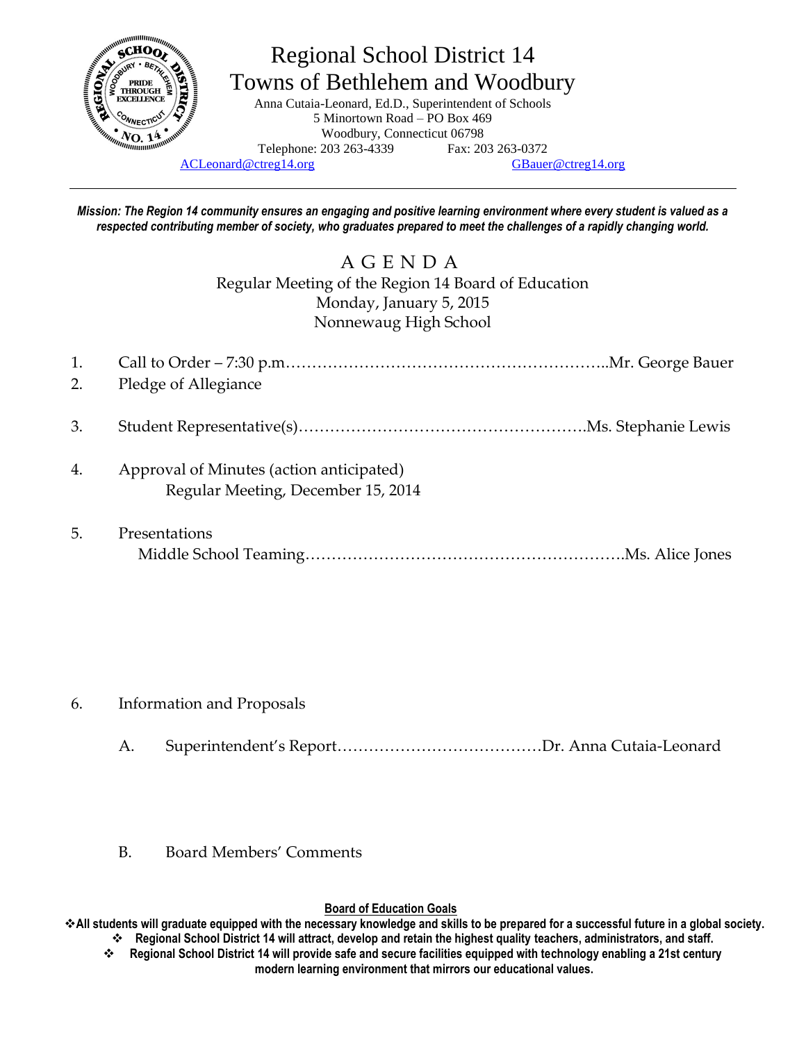# Regional School District 14
## Towns of Bethlehem and Woodbury

Anna Cutaia-Leonard, Ed.D., Superintendent of Schools
5 Minortown Road – PO Box 469
Woodbury, Connecticut 06798
Telephone: 203 263-4339 Fax: 203 263-0372
ACLeonard@ctreg14.org GBauer@ctreg14.org

---

***Mission: The Region 14 community ensures an engaging and positive learning environment where every student is valued as a respected contributing member of society, who graduates prepared to meet the challenges of a rapidly changing world.***

## A G E N D A

Regular Meeting of the Region 14 Board of Education
Monday, January 5, 2015
Nonnewaug High School

1. Call to Order – 7:30 p.m.……………………………………………………..Mr. George Bauer
2. Pledge of Allegiance
3. Student Representative(s)……………………………………………….Ms. Stephanie Lewis
4. Approval of Minutes (action anticipated)
   Regular Meeting, December 15, 2014
5. Presentations
   Middle School Teaming…………………………………………………….Ms. Alice Jones
6. Information and Proposals
   A. Superintendent's Report…………………………………Dr. Anna Cutaia-Leonard
   B. Board Members' Comments

**Board of Education Goals**

- **All students will graduate equipped with the necessary knowledge and skills to be prepared for a successful future in a global society.**
- **Regional School District 14 will attract, develop and retain the highest quality teachers, administrators, and staff.**
- **Regional School District 14 will provide safe and secure facilities equipped with technology enabling a 21st century modern learning environment that mirrors our educational values.**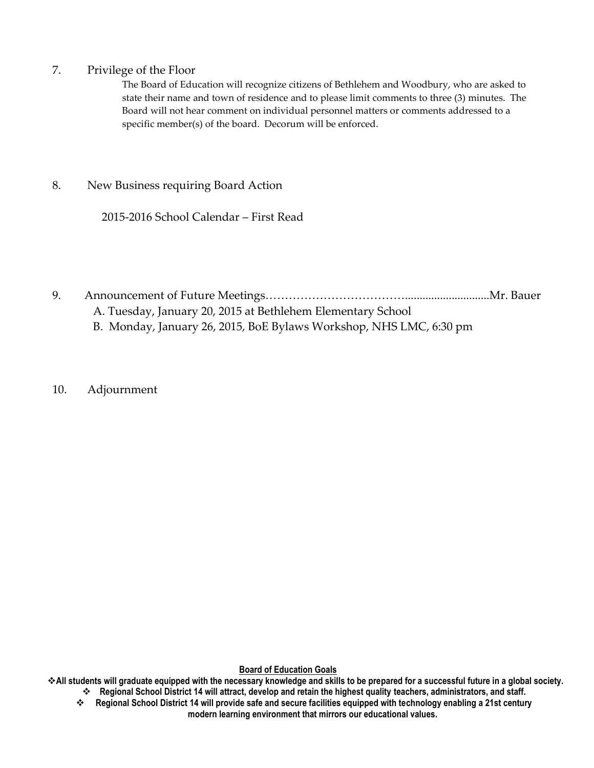7. Privilege of the Floor

   The Board of Education will recognize citizens of Bethlehem and Woodbury, who are asked to state their name and town of residence and to please limit comments to three (3) minutes. The Board will not hear comment on individual personnel matters or comments addressed to a specific member(s) of the board. Decorum will be enforced.

8. New Business requiring Board Action

   2015-2016 School Calendar – First Read

9. Announcement of Future Meetings………………………………............................Mr. Bauer

   A. Tuesday, January 20, 2015 at Bethlehem Elementary School

   B. Monday, January 26, 2015, BoE Bylaws Workshop, NHS LMC, 6:30 pm

10. Adjournment

**Board of Education Goals**

- **All students will graduate equipped with the necessary knowledge and skills to be prepared for a successful future in a global society.**
- **Regional School District 14 will attract, develop and retain the highest quality teachers, administrators, and staff.**
- **Regional School District 14 will provide safe and secure facilities equipped with technology enabling a 21st century modern learning environment that mirrors our educational values.**